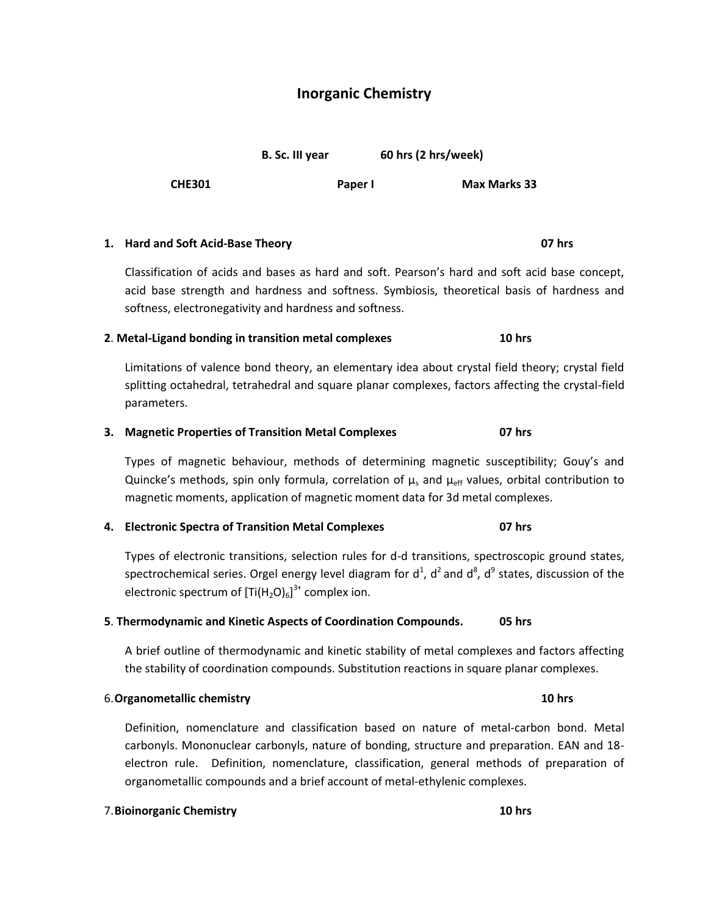# Inorganic Chemistry

**B. Sc. III year** **60 hrs (2 hrs/week)**

**CHE301** **Paper I** **Max Marks 33**

## 1. Hard and Soft Acid-Base Theory — 07 hrs

Classification of acids and bases as hard and soft. Pearson's hard and soft acid base concept, acid base strength and hardness and softness. Symbiosis, theoretical basis of hardness and softness, electronegativity and hardness and softness.

## 2. Metal-Ligand bonding in transition metal complexes — 10 hrs

Limitations of valence bond theory, an elementary idea about crystal field theory; crystal field splitting octahedral, tetrahedral and square planar complexes, factors affecting the crystal-field parameters.

## 3. Magnetic Properties of Transition Metal Complexes — 07 hrs

Types of magnetic behaviour, methods of determining magnetic susceptibility; Gouy's and Quincke's methods, spin only formula, correlation of $\mu_s$ and $\mu_{eff}$ values, orbital contribution to magnetic moments, application of magnetic moment data for 3d metal complexes.

## 4. Electronic Spectra of Transition Metal Complexes — 07 hrs

Types of electronic transitions, selection rules for d-d transitions, spectroscopic ground states, spectrochemical series. Orgel energy level diagram for $d^1$, $d^2$ and $d^8$, $d^9$ states, discussion of the electronic spectrum of $[Ti(H_2O)_6]^{3+}$ complex ion.

## 5. Thermodynamic and Kinetic Aspects of Coordination Compounds. — 05 hrs

A brief outline of thermodynamic and kinetic stability of metal complexes and factors affecting the stability of coordination compounds. Substitution reactions in square planar complexes.

## 6. Organometallic chemistry — 10 hrs

Definition, nomenclature and classification based on nature of metal-carbon bond. Metal carbonyls. Mononuclear carbonyls, nature of bonding, structure and preparation. EAN and 18-electron rule. Definition, nomenclature, classification, general methods of preparation of organometallic compounds and a brief account of metal-ethylenic complexes.

## 7. Bioinorganic Chemistry — 10 hrs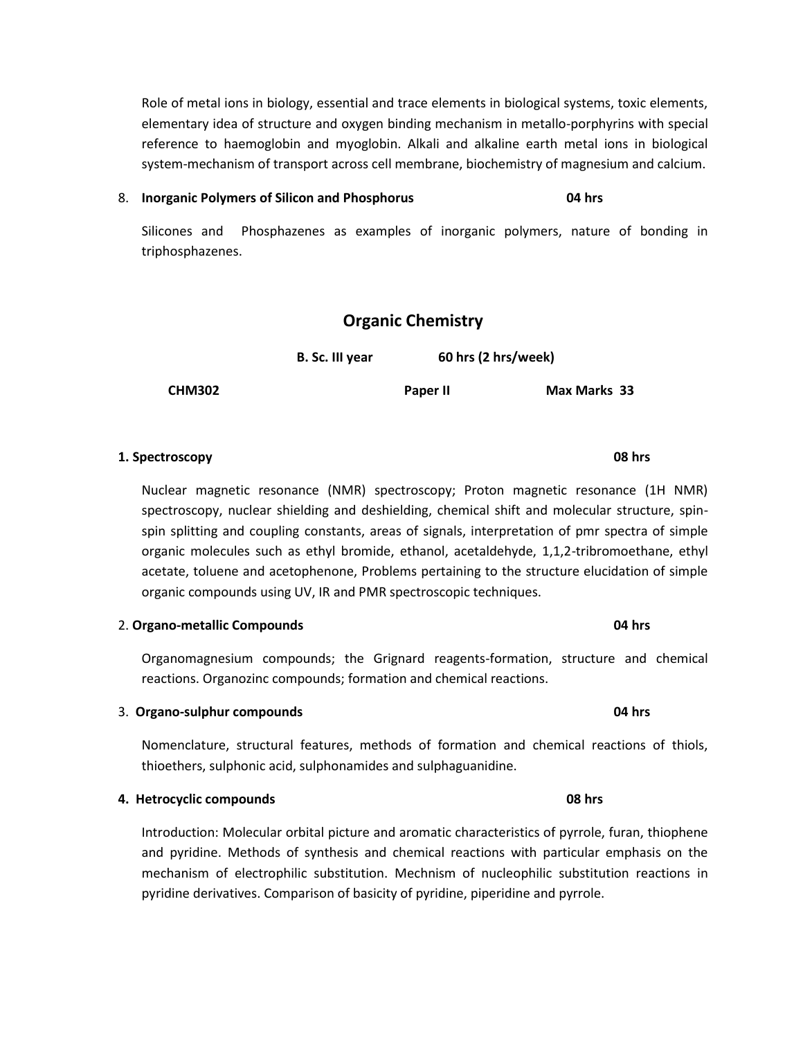Role of metal ions in biology, essential and trace elements in biological systems, toxic elements, elementary idea of structure and oxygen binding mechanism in metallo-porphyrins with special reference to haemoglobin and myoglobin. Alkali and alkaline earth metal ions in biological system-mechanism of transport across cell membrane, biochemistry of magnesium and calcium.

8. **Inorganic Polymers of Silicon and Phosphorus** **04 hrs**

Silicones and Phosphazenes as examples of inorganic polymers, nature of bonding in triphosphazenes.

## Organic Chemistry

**B. Sc. III year** **60 hrs (2 hrs/week)**

**CHM302** **Paper II** **Max Marks 33**

**1. Spectroscopy** **08 hrs**

Nuclear magnetic resonance (NMR) spectroscopy; Proton magnetic resonance (1H NMR) spectroscopy, nuclear shielding and deshielding, chemical shift and molecular structure, spin-spin splitting and coupling constants, areas of signals, interpretation of pmr spectra of simple organic molecules such as ethyl bromide, ethanol, acetaldehyde, 1,1,2-tribromoethane, ethyl acetate, toluene and acetophenone, Problems pertaining to the structure elucidation of simple organic compounds using UV, IR and PMR spectroscopic techniques.

2. **Organo-metallic Compounds** **04 hrs**

Organomagnesium compounds; the Grignard reagents-formation, structure and chemical reactions. Organozinc compounds; formation and chemical reactions.

3. **Organo-sulphur compounds** **04 hrs**

Nomenclature, structural features, methods of formation and chemical reactions of thiols, thioethers, sulphonic acid, sulphonamides and sulphaguanidine.

**4. Hetrocyclic compounds** **08 hrs**

Introduction: Molecular orbital picture and aromatic characteristics of pyrrole, furan, thiophene and pyridine. Methods of synthesis and chemical reactions with particular emphasis on the mechanism of electrophilic substitution. Mechnism of nucleophilic substitution reactions in pyridine derivatives. Comparison of basicity of pyridine, piperidine and pyrrole.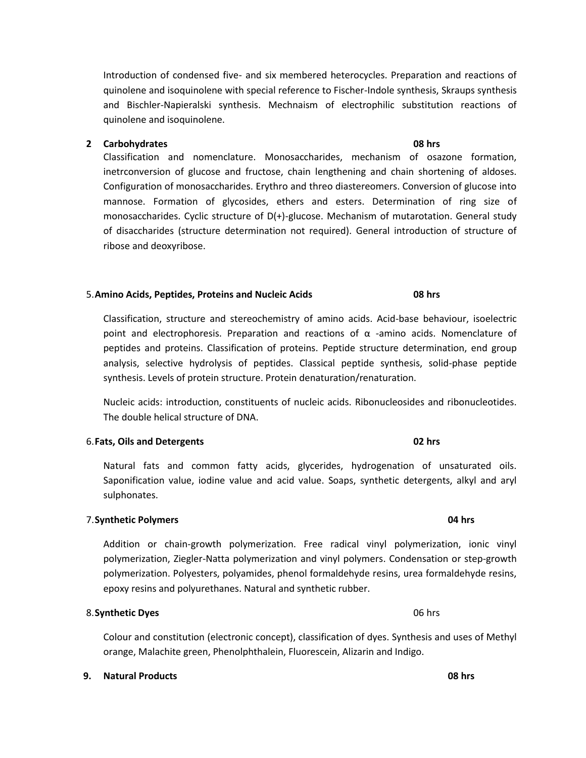Introduction of condensed five- and six membered heterocycles. Preparation and reactions of quinolene and isoquinolene with special reference to Fischer-Indole synthesis, Skraups synthesis and Bischler-Napieralski synthesis. Mechnaism of electrophilic substitution reactions of quinolene and isoquinolene.

**2 Carbohydrates** **08 hrs**

Classification and nomenclature. Monosaccharides, mechanism of osazone formation, inetrconversion of glucose and fructose, chain lengthening and chain shortening of aldoses. Configuration of monosaccharides. Erythro and threo diastereomers. Conversion of glucose into mannose. Formation of glycosides, ethers and esters. Determination of ring size of monosaccharides. Cyclic structure of D(+)-glucose. Mechanism of mutarotation. General study of disaccharides (structure determination not required). General introduction of structure of ribose and deoxyribose.

5. **Amino Acids, Peptides, Proteins and Nucleic Acids** **08 hrs**

Classification, structure and stereochemistry of amino acids. Acid-base behaviour, isoelectric point and electrophoresis. Preparation and reactions of $\alpha$ -amino acids. Nomenclature of peptides and proteins. Classification of proteins. Peptide structure determination, end group analysis, selective hydrolysis of peptides. Classical peptide synthesis, solid-phase peptide synthesis. Levels of protein structure. Protein denaturation/renaturation.

Nucleic acids: introduction, constituents of nucleic acids. Ribonucleosides and ribonucleotides. The double helical structure of DNA.

6. **Fats, Oils and Detergents** **02 hrs**

Natural fats and common fatty acids, glycerides, hydrogenation of unsaturated oils. Saponification value, iodine value and acid value. Soaps, synthetic detergents, alkyl and aryl sulphonates.

7. **Synthetic Polymers** **04 hrs**

Addition or chain-growth polymerization. Free radical vinyl polymerization, ionic vinyl polymerization, Ziegler-Natta polymerization and vinyl polymers. Condensation or step-growth polymerization. Polyesters, polyamides, phenol formaldehyde resins, urea formaldehyde resins, epoxy resins and polyurethanes. Natural and synthetic rubber.

8. **Synthetic Dyes** 06 hrs

Colour and constitution (electronic concept), classification of dyes. Synthesis and uses of Methyl orange, Malachite green, Phenolphthalein, Fluorescein, Alizarin and Indigo.

**9. Natural Products** **08 hrs**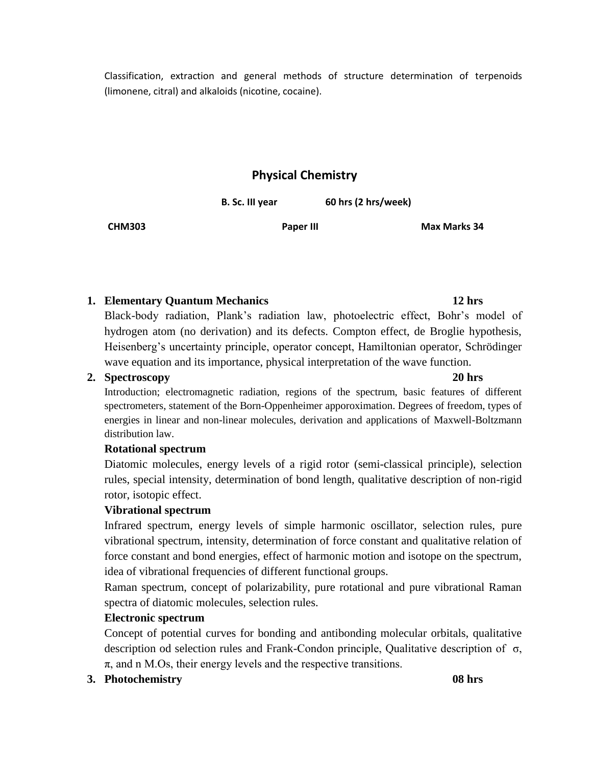Classification, extraction and general methods of structure determination of terpenoids (limonene, citral) and alkaloids (nicotine, cocaine).

## Physical Chemistry

**B. Sc. III year** **60 hrs (2 hrs/week)**

**CHM303** **Paper III** **Max Marks 34**

1. **Elementary Quantum Mechanics** **12 hrs**

   Black-body radiation, Plank's radiation law, photoelectric effect, Bohr's model of hydrogen atom (no derivation) and its defects. Compton effect, de Broglie hypothesis, Heisenberg's uncertainty principle, operator concept, Hamiltonian operator, Schrödinger wave equation and its importance, physical interpretation of the wave function.

2. **Spectroscopy** **20 hrs**

   Introduction; electromagnetic radiation, regions of the spectrum, basic features of different spectrometers, statement of the Born-Oppenheimer apporoximation. Degrees of freedom, types of energies in linear and non-linear molecules, derivation and applications of Maxwell-Boltzmann distribution law.

   **Rotational spectrum**

   Diatomic molecules, energy levels of a rigid rotor (semi-classical principle), selection rules, special intensity, determination of bond length, qualitative description of non-rigid rotor, isotopic effect.

   **Vibrational spectrum**

   Infrared spectrum, energy levels of simple harmonic oscillator, selection rules, pure vibrational spectrum, intensity, determination of force constant and qualitative relation of force constant and bond energies, effect of harmonic motion and isotope on the spectrum, idea of vibrational frequencies of different functional groups.

   Raman spectrum, concept of polarizability, pure rotational and pure vibrational Raman spectra of diatomic molecules, selection rules.

   **Electronic spectrum**

   Concept of potential curves for bonding and antibonding molecular orbitals, qualitative description od selection rules and Frank-Condon principle, Qualitative description of $\sigma$, $\pi$, and n M.Os, their energy levels and the respective transitions.

3. **Photochemistry** **08 hrs**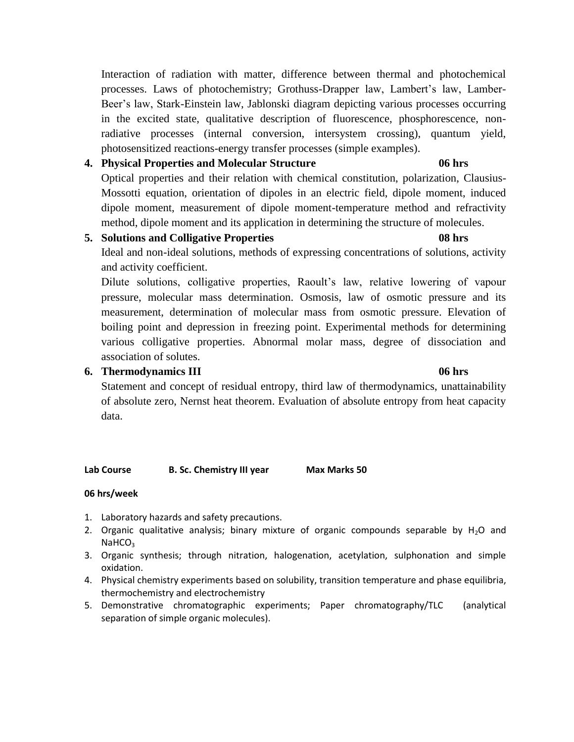Interaction of radiation with matter, difference between thermal and photochemical processes. Laws of photochemistry; Grothuss-Drapper law, Lambert's law, Lamber-Beer's law, Stark-Einstein law, Jablonski diagram depicting various processes occurring in the excited state, qualitative description of fluorescence, phosphorescence, non-radiative processes (internal conversion, intersystem crossing), quantum yield, photosensitized reactions-energy transfer processes (simple examples).

4. **Physical Properties and Molecular Structure** **06 hrs**

   Optical properties and their relation with chemical constitution, polarization, Clausius-Mossotti equation, orientation of dipoles in an electric field, dipole moment, induced dipole moment, measurement of dipole moment-temperature method and refractivity method, dipole moment and its application in determining the structure of molecules.

5. **Solutions and Colligative Properties** **08 hrs**

   Ideal and non-ideal solutions, methods of expressing concentrations of solutions, activity and activity coefficient.

   Dilute solutions, colligative properties, Raoult's law, relative lowering of vapour pressure, molecular mass determination. Osmosis, law of osmotic pressure and its measurement, determination of molecular mass from osmotic pressure. Elevation of boiling point and depression in freezing point. Experimental methods for determining various colligative properties. Abnormal molar mass, degree of dissociation and association of solutes.

6. **Thermodynamics III** **06 hrs**

   Statement and concept of residual entropy, third law of thermodynamics, unattainability of absolute zero, Nernst heat theorem. Evaluation of absolute entropy from heat capacity data.

**Lab Course B. Sc. Chemistry III year Max Marks 50**

**06 hrs/week**

1. Laboratory hazards and safety precautions.
2. Organic qualitative analysis; binary mixture of organic compounds separable by $H_2O$ and $NaHCO_3$
3. Organic synthesis; through nitration, halogenation, acetylation, sulphonation and simple oxidation.
4. Physical chemistry experiments based on solubility, transition temperature and phase equilibria, thermochemistry and electrochemistry
5. Demonstrative chromatographic experiments; Paper chromatography/TLC (analytical separation of simple organic molecules).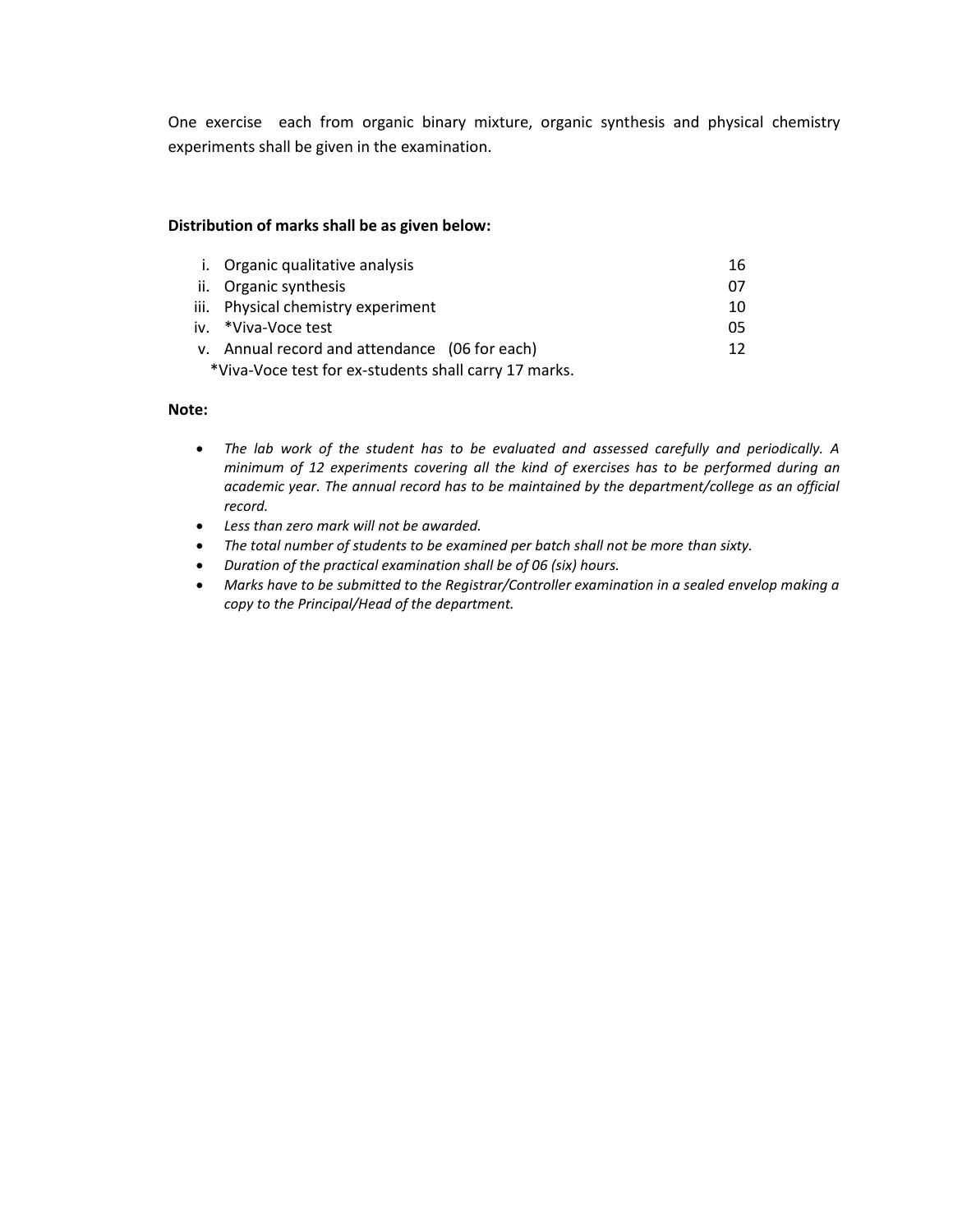One exercise each from organic binary mixture, organic synthesis and physical chemistry experiments shall be given in the examination.

**Distribution of marks shall be as given below:**

| | | |
|---|---|---|
| i. | Organic qualitative analysis | 16 |
| ii. | Organic synthesis | 07 |
| iii. | Physical chemistry experiment | 10 |
| iv. | *Viva-Voce test | 05 |
| v. | Annual record and attendance (06 for each) | 12 |

*Viva-Voce test for ex-students shall carry 17 marks.

**Note:**

- *The lab work of the student has to be evaluated and assessed carefully and periodically. A minimum of 12 experiments covering all the kind of exercises has to be performed during an academic year. The annual record has to be maintained by the department/college as an official record.*
- *Less than zero mark will not be awarded.*
- *The total number of students to be examined per batch shall not be more than sixty.*
- *Duration of the practical examination shall be of 06 (six) hours.*
- *Marks have to be submitted to the Registrar/Controller examination in a sealed envelop making a copy to the Principal/Head of the department.*